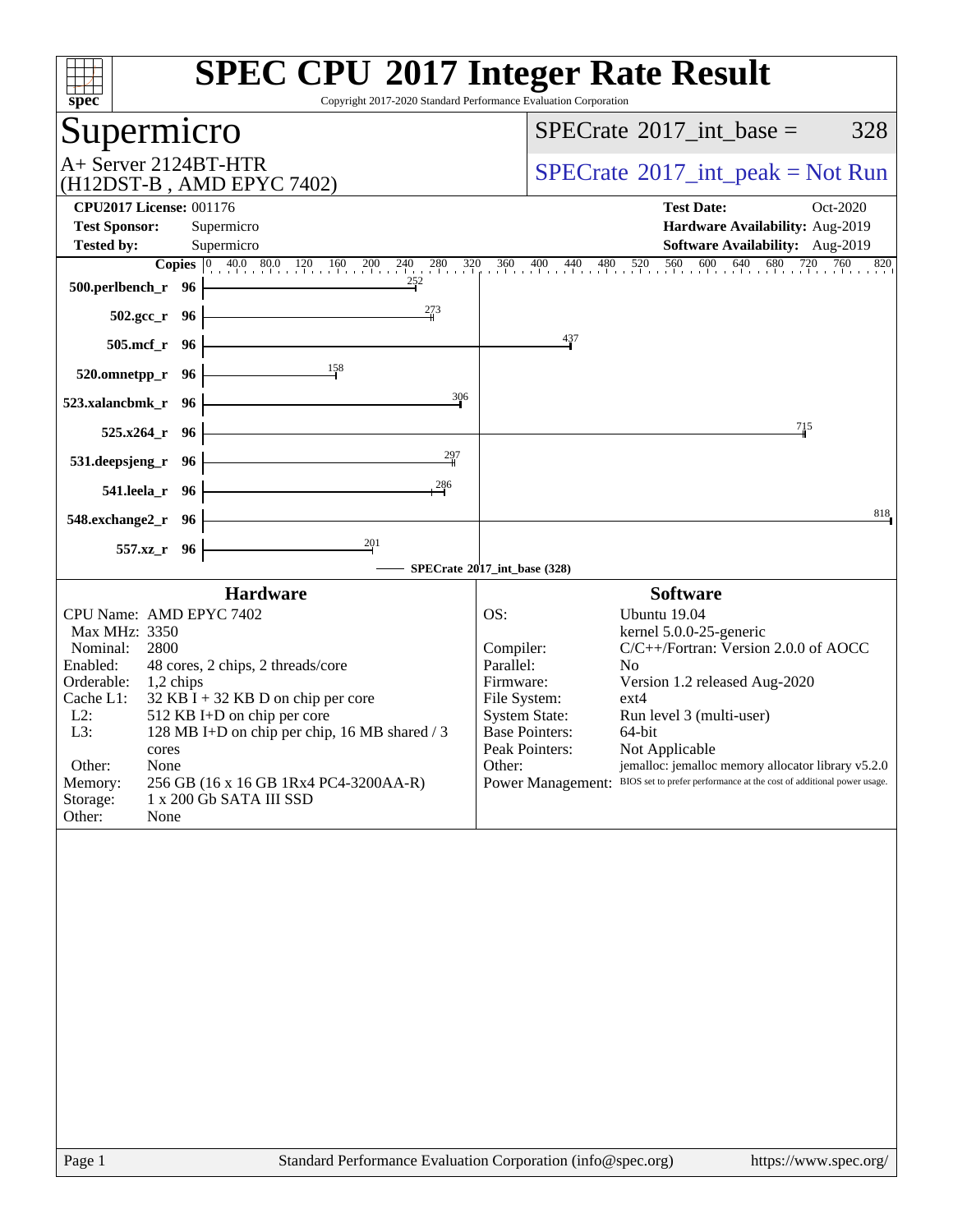# SPEC CPU 2017 Integer Rate Result

Copyright 2017-2020 Standard Performance Evaluation Corporation

## Supermicro

A+ Server 2124BT-HTR
(H12DST-B , AMD EPYC 7402)

SPECrate 2017_int_base = 328

SPECrate 2017_int_peak = Not Run

**CPU2017 License:** 001176
**Test Sponsor:** Supermicro
**Tested by:** Supermicro

**Test Date:** Oct-2020
**Hardware Availability:** Aug-2019
**Software Availability:** Aug-2019

| Benchmark | Copies | SPECrate 2017_int_base |
|---|---|---|
| 500.perlbench_r | 96 | 252 |
| 502.gcc_r | 96 | 273 |
| 505.mcf_r | 96 | 437 |
| 520.omnetpp_r | 96 | 158 |
| 523.xalancbmk_r | 96 | 306 |
| 525.x264_r | 96 | 715 |
| 531.deepsjeng_r | 96 | 297 |
| 541.leela_r | 96 | 286 |
| 548.exchange2_r | 96 | 818 |
| 557.xz_r | 96 | 201 |

SPECrate 2017_int_base (328)

### Hardware

| | |
|---|---|
| CPU Name: | AMD EPYC 7402 |
| Max MHz: | 3350 |
| Nominal: | 2800 |
| Enabled: | 48 cores, 2 chips, 2 threads/core |
| Orderable: | 1,2 chips |
| Cache L1: | 32 KB I + 32 KB D on chip per core |
| L2: | 512 KB I+D on chip per core |
| L3: | 128 MB I+D on chip per chip, 16 MB shared / 3 cores |
| Other: | None |
| Memory: | 256 GB (16 x 16 GB 1Rx4 PC4-3200AA-R) |
| Storage: | 1 x 200 Gb SATA III SSD |
| Other: | None |

### Software

| | |
|---|---|
| OS: | Ubuntu 19.04 kernel 5.0.0-25-generic |
| Compiler: | C/C++/Fortran: Version 2.0.0 of AOCC |
| Parallel: | No |
| Firmware: | Version 1.2 released Aug-2020 |
| File System: | ext4 |
| System State: | Run level 3 (multi-user) |
| Base Pointers: | 64-bit |
| Peak Pointers: | Not Applicable |
| Other: | jemalloc: jemalloc memory allocator library v5.2.0 |
| Power Management: | BIOS set to prefer performance at the cost of additional power usage. |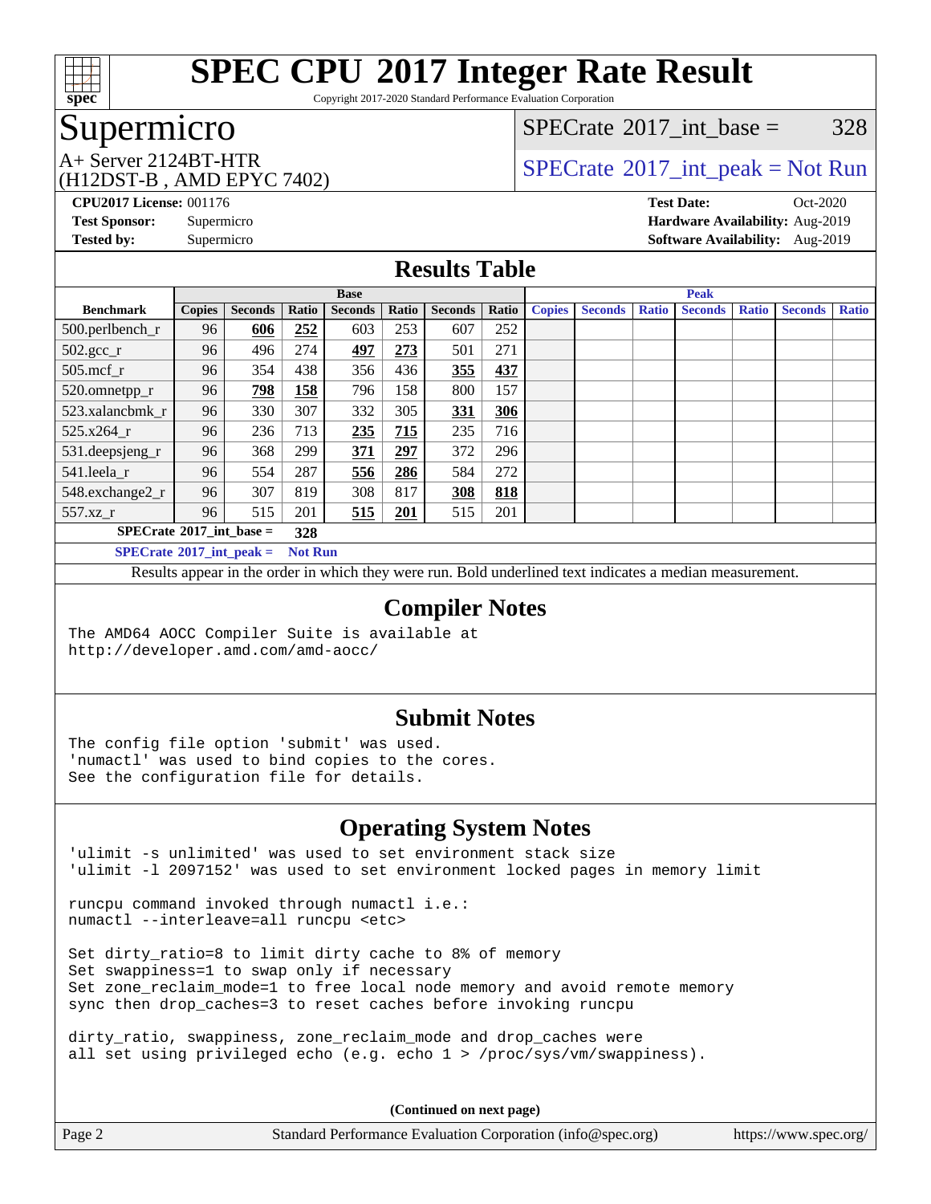# SPEC CPU 2017 Integer Rate Result

Copyright 2017-2020 Standard Performance Evaluation Corporation

## Supermicro

A+ Server 2124BT-HTR
(H12DST-B , AMD EPYC 7402)

SPECrate 2017_int_base = 328

SPECrate 2017_int_peak = Not Run

**CPU2017 License:** 001176
**Test Sponsor:** Supermicro
**Tested by:** Supermicro

**Test Date:** Oct-2020
**Hardware Availability:** Aug-2019
**Software Availability:** Aug-2019

## Results Table

| | Base | | | | | | | Peak | | | | | | |
|---|---|---|---|---|---|---|---|---|---|---|---|---|---|---|
| **Benchmark** | **Copies** | **Seconds** | **Ratio** | **Seconds** | **Ratio** | **Seconds** | **Ratio** | **Copies** | **Seconds** | **Ratio** | **Seconds** | **Ratio** | **Seconds** | **Ratio** |
| 500.perlbench_r | 96 | **606** | **252** | 603 | 253 | 607 | 252 | | | | | | | |
| 502.gcc_r | 96 | 496 | 274 | **497** | **273** | 501 | 271 | | | | | | | |
| 505.mcf_r | 96 | 354 | 438 | 356 | 436 | **355** | **437** | | | | | | | |
| 520.omnetpp_r | 96 | **798** | **158** | 796 | 158 | 800 | 157 | | | | | | | |
| 523.xalancbmk_r | 96 | 330 | 307 | 332 | 305 | **331** | **306** | | | | | | | |
| 525.x264_r | 96 | 236 | 713 | **235** | **715** | 235 | 716 | | | | | | | |
| 531.deepsjeng_r | 96 | 368 | 299 | **371** | **297** | 372 | 296 | | | | | | | |
| 541.leela_r | 96 | 554 | 287 | **556** | **286** | 584 | 272 | | | | | | | |
| 548.exchange2_r | 96 | 307 | 819 | 308 | 817 | **308** | **818** | | | | | | | |
| 557.xz_r | 96 | 515 | 201 | **515** | **201** | 515 | 201 | | | | | | | |

**SPECrate 2017_int_base = 328**

**SPECrate 2017_int_peak = Not Run**

Results appear in the order in which they were run. Bold underlined text indicates a median measurement.

## Compiler Notes

```
The AMD64 AOCC Compiler Suite is available at
http://developer.amd.com/amd-aocc/
```

## Submit Notes

```
The config file option 'submit' was used.
'numactl' was used to bind copies to the cores.
See the configuration file for details.
```

## Operating System Notes

```
'ulimit -s unlimited' was used to set environment stack size
'ulimit -l 2097152' was used to set environment locked pages in memory limit

runcpu command invoked through numactl i.e.:
numactl --interleave=all runcpu <etc>

Set dirty_ratio=8 to limit dirty cache to 8% of memory
Set swappiness=1 to swap only if necessary
Set zone_reclaim_mode=1 to free local node memory and avoid remote memory
sync then drop_caches=3 to reset caches before invoking runcpu

dirty_ratio, swappiness, zone_reclaim_mode and drop_caches were
all set using privileged echo (e.g. echo 1 > /proc/sys/vm/swappiness).
```

**(Continued on next page)**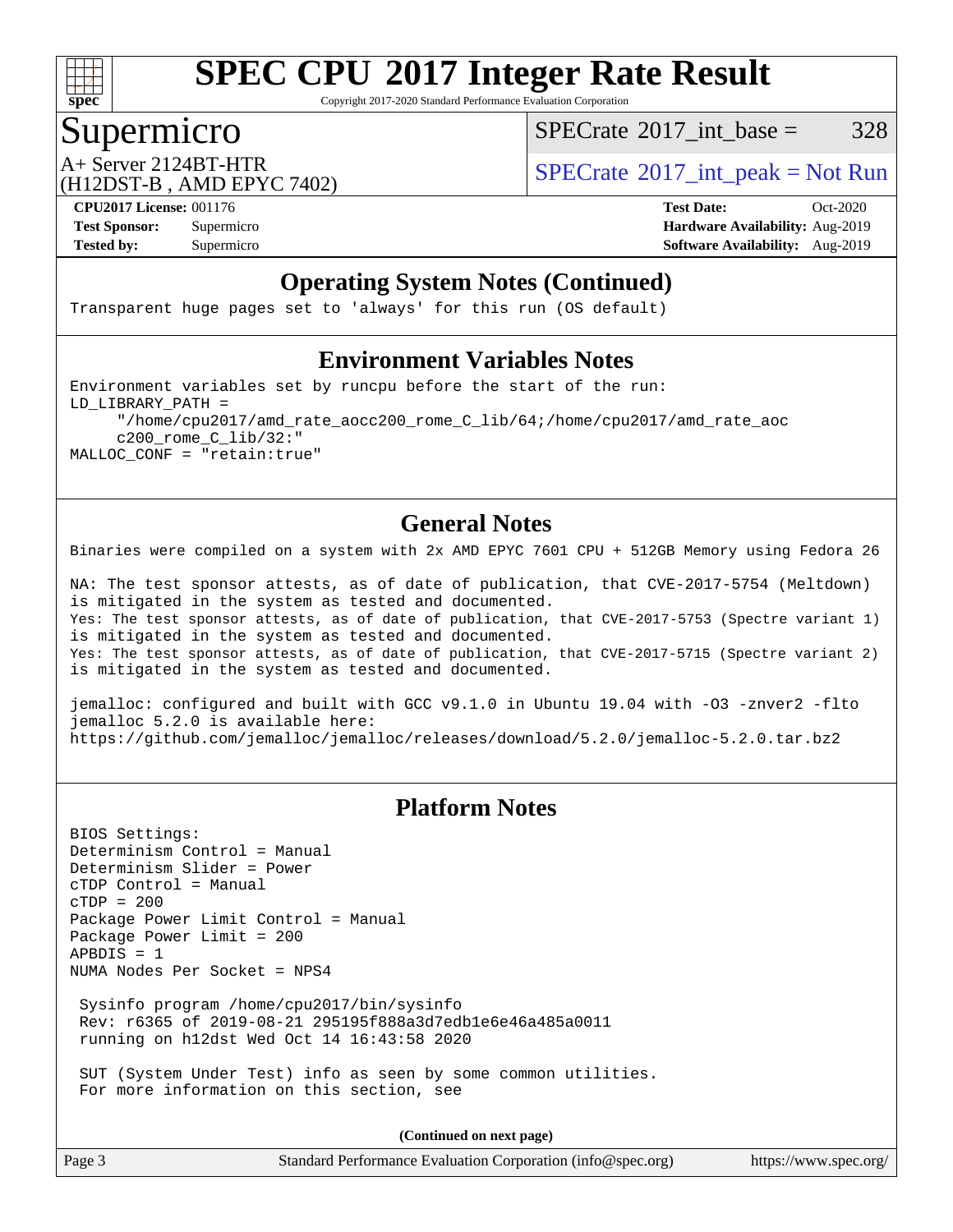## Operating System Notes (Continued)

```
Transparent huge pages set to 'always' for this run (OS default)
```

## Environment Variables Notes

```
Environment variables set by runcpu before the start of the run:
LD_LIBRARY_PATH =
     "/home/cpu2017/amd_rate_aocc200_rome_C_lib/64;/home/cpu2017/amd_rate_aoc
     c200_rome_C_lib/32:"
MALLOC_CONF = "retain:true"
```

## General Notes

```
Binaries were compiled on a system with 2x AMD EPYC 7601 CPU + 512GB Memory using Fedora 26

NA: The test sponsor attests, as of date of publication, that CVE-2017-5754 (Meltdown)
is mitigated in the system as tested and documented.
Yes: The test sponsor attests, as of date of publication, that CVE-2017-5753 (Spectre variant 1)
is mitigated in the system as tested and documented.
Yes: The test sponsor attests, as of date of publication, that CVE-2017-5715 (Spectre variant 2)
is mitigated in the system as tested and documented.

jemalloc: configured and built with GCC v9.1.0 in Ubuntu 19.04 with -O3 -znver2 -flto
jemalloc 5.2.0 is available here:
https://github.com/jemalloc/jemalloc/releases/download/5.2.0/jemalloc-5.2.0.tar.bz2
```

## Platform Notes

```
BIOS Settings:
Determinism Control = Manual
Determinism Slider = Power
cTDP Control = Manual
cTDP = 200
Package Power Limit Control = Manual
Package Power Limit = 200
APBDIS = 1
NUMA Nodes Per Socket = NPS4

 Sysinfo program /home/cpu2017/bin/sysinfo
 Rev: r6365 of 2019-08-21 295195f888a3d7edb1e6e46a485a0011
 running on h12dst Wed Oct 14 16:43:58 2020

 SUT (System Under Test) info as seen by some common utilities.
 For more information on this section, see
```

**(Continued on next page)**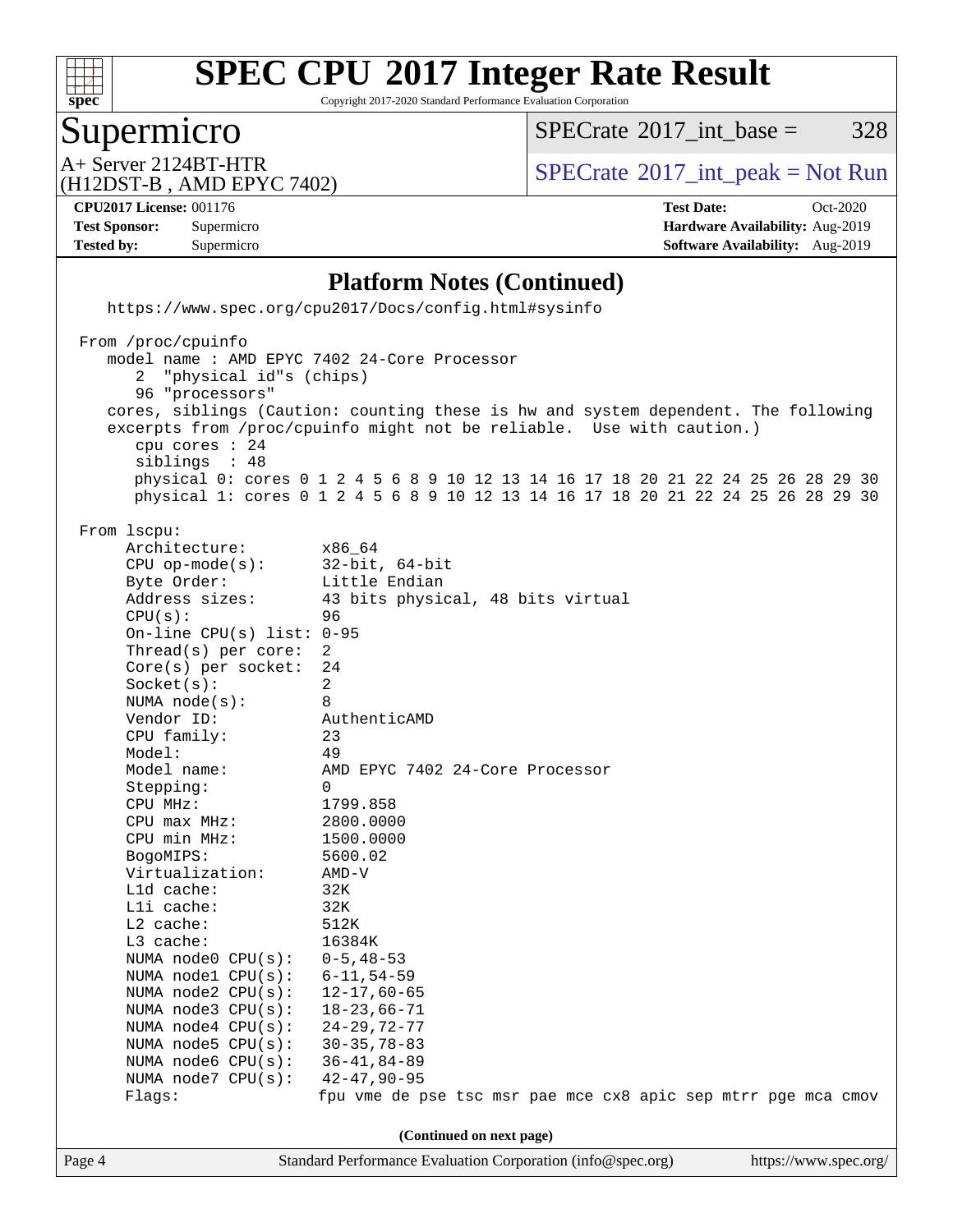## Platform Notes (Continued)

```
    https://www.spec.org/cpu2017/Docs/config.html#sysinfo

 From /proc/cpuinfo
    model name : AMD EPYC 7402 24-Core Processor
       2  "physical id"s (chips)
       96 "processors"
    cores, siblings (Caution: counting these is hw and system dependent. The following
    excerpts from /proc/cpuinfo might not be reliable.  Use with caution.)
       cpu cores : 24
       siblings  : 48
       physical 0: cores 0 1 2 4 5 6 8 9 10 12 13 14 16 17 18 20 21 22 24 25 26 28 29 30
       physical 1: cores 0 1 2 4 5 6 8 9 10 12 13 14 16 17 18 20 21 22 24 25 26 28 29 30

 From lscpu:
      Architecture:          x86_64
      CPU op-mode(s):        32-bit, 64-bit
      Byte Order:            Little Endian
      Address sizes:         43 bits physical, 48 bits virtual
      CPU(s):                96
      On-line CPU(s) list: 0-95
      Thread(s) per core:  2
      Core(s) per socket:  24
      Socket(s):             2
      NUMA node(s):          8
      Vendor ID:             AuthenticAMD
      CPU family:            23
      Model:                 49
      Model name:            AMD EPYC 7402 24-Core Processor
      Stepping:              0
      CPU MHz:               1799.858
      CPU max MHz:           2800.0000
      CPU min MHz:           1500.0000
      BogoMIPS:              5600.02
      Virtualization:        AMD-V
      L1d cache:             32K
      L1i cache:             32K
      L2 cache:              512K
      L3 cache:              16384K
      NUMA node0 CPU(s):   0-5,48-53
      NUMA node1 CPU(s):   6-11,54-59
      NUMA node2 CPU(s):   12-17,60-65
      NUMA node3 CPU(s):   18-23,66-71
      NUMA node4 CPU(s):   24-29,72-77
      NUMA node5 CPU(s):   30-35,78-83
      NUMA node6 CPU(s):   36-41,84-89
      NUMA node7 CPU(s):   42-47,90-95
      Flags:                 fpu vme de pse tsc msr pae mce cx8 apic sep mtrr pge mca cmov
```

(Continued on next page)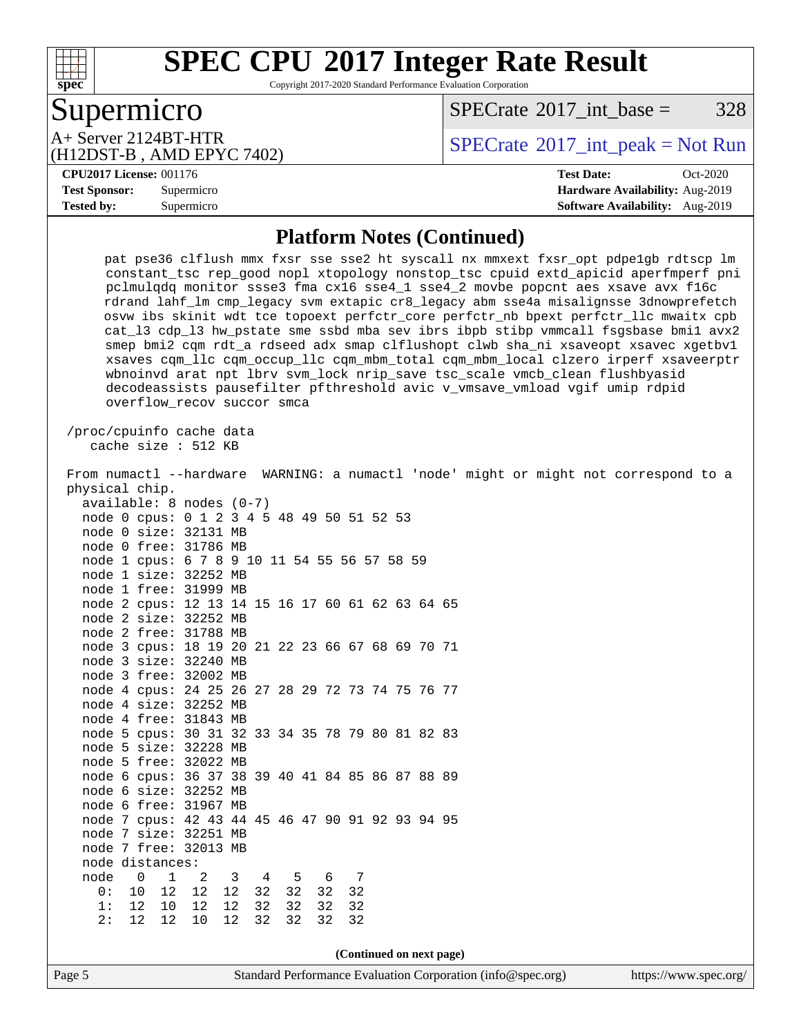# SPEC CPU 2017 Integer Rate Result

Copyright 2017-2020 Standard Performance Evaluation Corporation

## Supermicro

A+ Server 2124BT-HTR
(H12DST-B , AMD EPYC 7402)

SPECrate 2017_int_base = 328

SPECrate 2017_int_peak = Not Run

**CPU2017 License:** 001176
**Test Sponsor:** Supermicro
**Tested by:** Supermicro

**Test Date:** Oct-2020
**Hardware Availability:** Aug-2019
**Software Availability:** Aug-2019

### Platform Notes (Continued)

```
     pat pse36 clflush mmx fxsr sse sse2 ht syscall nx mmxext fxsr_opt pdpe1gb rdtscp lm
     constant_tsc rep_good nopl xtopology nonstop_tsc cpuid extd_apicid aperfmperf pni
     pclmulqdq monitor ssse3 fma cx16 sse4_1 sse4_2 movbe popcnt aes xsave avx f16c
     rdrand lahf_lm cmp_legacy svm extapic cr8_legacy abm sse4a misalignsse 3dnowprefetch
     osvw ibs skinit wdt tce topoext perfctr_core perfctr_nb bpext perfctr_llc mwaitx cpb
     cat_l3 cdp_l3 hw_pstate sme ssbd mba sev ibrs ibpb stibp vmmcall fsgsbase bmi1 avx2
     smep bmi2 cqm rdt_a rdseed adx smap clflushopt clwb sha_ni xsaveopt xsavec xgetbv1
     xsaves cqm_llc cqm_occup_llc cqm_mbm_total cqm_mbm_local clzero irperf xsaveerptr
     wbnoinvd arat npt lbrv svm_lock nrip_save tsc_scale vmcb_clean flushbyasid
     decodeassists pausefilter pfthreshold avic v_vmsave_vmload vgif umip rdpid
     overflow_recov succor smca

 /proc/cpuinfo cache data
    cache size : 512 KB

 From numactl --hardware  WARNING: a numactl 'node' might or might not correspond to a
 physical chip.
   available: 8 nodes (0-7)
   node 0 cpus: 0 1 2 3 4 5 48 49 50 51 52 53
   node 0 size: 32131 MB
   node 0 free: 31786 MB
   node 1 cpus: 6 7 8 9 10 11 54 55 56 57 58 59
   node 1 size: 32252 MB
   node 1 free: 31999 MB
   node 2 cpus: 12 13 14 15 16 17 60 61 62 63 64 65
   node 2 size: 32252 MB
   node 2 free: 31788 MB
   node 3 cpus: 18 19 20 21 22 23 66 67 68 69 70 71
   node 3 size: 32240 MB
   node 3 free: 32002 MB
   node 4 cpus: 24 25 26 27 28 29 72 73 74 75 76 77
   node 4 size: 32252 MB
   node 4 free: 31843 MB
   node 5 cpus: 30 31 32 33 34 35 78 79 80 81 82 83
   node 5 size: 32228 MB
   node 5 free: 32022 MB
   node 6 cpus: 36 37 38 39 40 41 84 85 86 87 88 89
   node 6 size: 32252 MB
   node 6 free: 31967 MB
   node 7 cpus: 42 43 44 45 46 47 90 91 92 93 94 95
   node 7 size: 32251 MB
   node 7 free: 32013 MB
   node distances:
   node   0   1   2   3   4   5   6   7
     0:  10  12  12  12  32  32  32  32
     1:  12  10  12  12  32  32  32  32
     2:  12  12  10  12  32  32  32  32
```

(Continued on next page)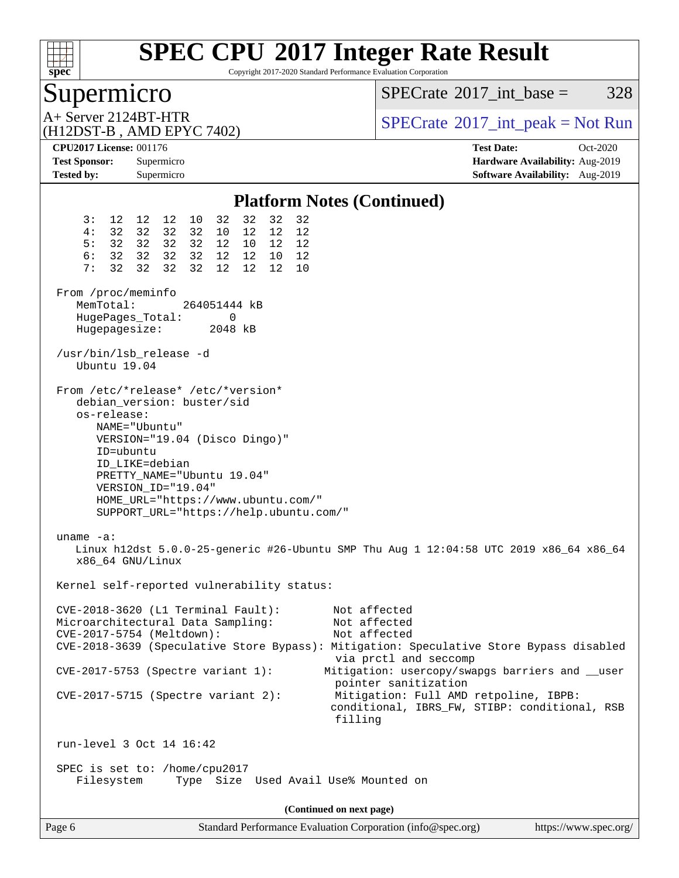# SPEC CPU 2017 Integer Rate Result

Copyright 2017-2020 Standard Performance Evaluation Corporation

**Supermicro**

A+ Server 2124BT-HTR
(H12DST-B , AMD EPYC 7402)

SPECrate 2017_int_base = 328

SPECrate 2017_int_peak = Not Run

**CPU2017 License:** 001176
**Test Sponsor:** Supermicro
**Tested by:** Supermicro

**Test Date:** Oct-2020
**Hardware Availability:** Aug-2019
**Software Availability:** Aug-2019

## Platform Notes (Continued)

```
     3:  12  12  12  10  32  32  32  32
     4:  32  32  32  32  10  12  12  12
     5:  32  32  32  32  12  10  12  12
     6:  32  32  32  32  12  12  10  12
     7:  32  32  32  32  12  12  12  10

 From /proc/meminfo
    MemTotal:       264051444 kB
    HugePages_Total:       0
    Hugepagesize:       2048 kB

 /usr/bin/lsb_release -d
    Ubuntu 19.04

 From /etc/*release* /etc/*version*
    debian_version: buster/sid
    os-release:
       NAME="Ubuntu"
       VERSION="19.04 (Disco Dingo)"
       ID=ubuntu
       ID_LIKE=debian
       PRETTY_NAME="Ubuntu 19.04"
       VERSION_ID="19.04"
       HOME_URL="https://www.ubuntu.com/"
       SUPPORT_URL="https://help.ubuntu.com/"

 uname -a:
    Linux h12dst 5.0.0-25-generic #26-Ubuntu SMP Thu Aug 1 12:04:58 UTC 2019 x86_64 x86_64
    x86_64 GNU/Linux

 Kernel self-reported vulnerability status:

 CVE-2018-3620 (L1 Terminal Fault):        Not affected
 Microarchitectural Data Sampling:         Not affected
 CVE-2017-5754 (Meltdown):                 Not affected
 CVE-2018-3639 (Speculative Store Bypass): Mitigation: Speculative Store Bypass disabled
                                             via prctl and seccomp
 CVE-2017-5753 (Spectre variant 1):        Mitigation: usercopy/swapgs barriers and __user
                                             pointer sanitization
 CVE-2017-5715 (Spectre variant 2):         Mitigation: Full AMD retpoline, IBPB:
                                            conditional, IBRS_FW, STIBP: conditional, RSB
                                             filling

 run-level 3 Oct 14 16:42

 SPEC is set to: /home/cpu2017
    Filesystem      Type  Size  Used Avail Use% Mounted on
```

(Continued on next page)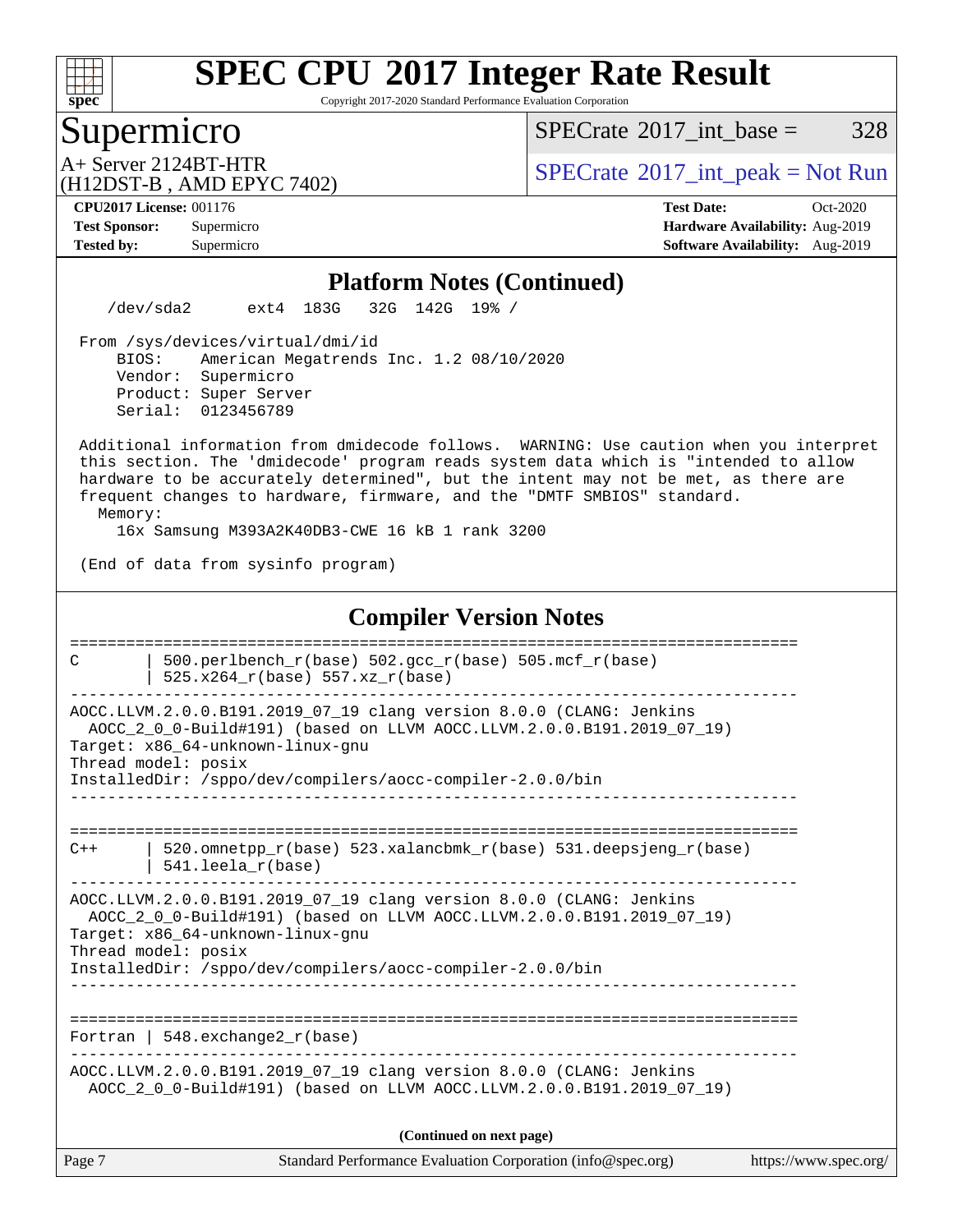## Platform Notes (Continued)

```
    /dev/sda2      ext4  183G   32G  142G  19% /

 From /sys/devices/virtual/dmi/id
     BIOS:    American Megatrends Inc. 1.2 08/10/2020
     Vendor:  Supermicro
     Product: Super Server
     Serial:  0123456789

 Additional information from dmidecode follows.  WARNING: Use caution when you interpret
 this section. The 'dmidecode' program reads system data which is "intended to allow
 hardware to be accurately determined", but the intent may not be met, as there are
 frequent changes to hardware, firmware, and the "DMTF SMBIOS" standard.
   Memory:
     16x Samsung M393A2K40DB3-CWE 16 kB 1 rank 3200

 (End of data from sysinfo program)
```

## Compiler Version Notes

```
==============================================================================
C        | 500.perlbench_r(base) 502.gcc_r(base) 505.mcf_r(base)
         | 525.x264_r(base) 557.xz_r(base)
------------------------------------------------------------------------------
AOCC.LLVM.2.0.0.B191.2019_07_19 clang version 8.0.0 (CLANG: Jenkins
  AOCC_2_0_0-Build#191) (based on LLVM AOCC.LLVM.2.0.0.B191.2019_07_19)
Target: x86_64-unknown-linux-gnu
Thread model: posix
InstalledDir: /sppo/dev/compilers/aocc-compiler-2.0.0/bin
------------------------------------------------------------------------------

==============================================================================
C++      | 520.omnetpp_r(base) 523.xalancbmk_r(base) 531.deepsjeng_r(base)
         | 541.leela_r(base)
------------------------------------------------------------------------------
AOCC.LLVM.2.0.0.B191.2019_07_19 clang version 8.0.0 (CLANG: Jenkins
  AOCC_2_0_0-Build#191) (based on LLVM AOCC.LLVM.2.0.0.B191.2019_07_19)
Target: x86_64-unknown-linux-gnu
Thread model: posix
InstalledDir: /sppo/dev/compilers/aocc-compiler-2.0.0/bin
------------------------------------------------------------------------------

==============================================================================
Fortran | 548.exchange2_r(base)
------------------------------------------------------------------------------
AOCC.LLVM.2.0.0.B191.2019_07_19 clang version 8.0.0 (CLANG: Jenkins
  AOCC_2_0_0-Build#191) (based on LLVM AOCC.LLVM.2.0.0.B191.2019_07_19)
```

**(Continued on next page)**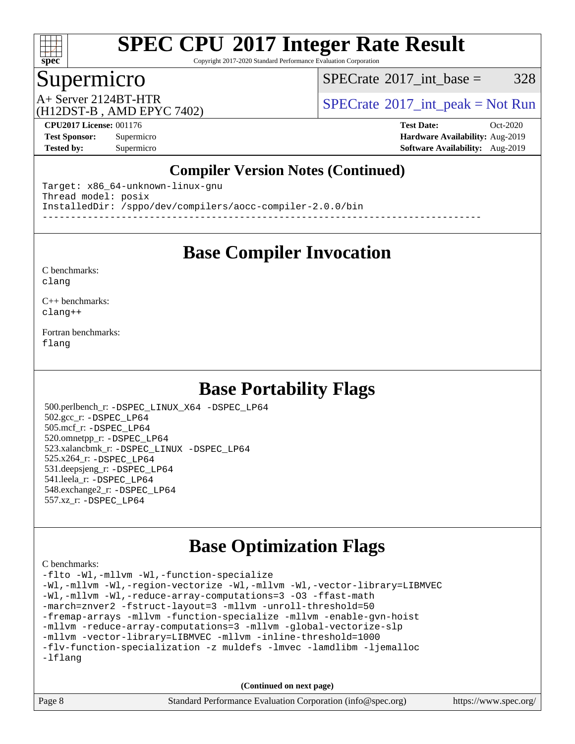## Compiler Version Notes (Continued)

```
Target: x86_64-unknown-linux-gnu
Thread model: posix
InstalledDir: /sppo/dev/compilers/aocc-compiler-2.0.0/bin
------------------------------------------------------------------------------
```

## Base Compiler Invocation

C benchmarks:
clang

C++ benchmarks:
clang++

Fortran benchmarks:
flang

## Base Portability Flags

500.perlbench_r: -DSPEC_LINUX_X64 -DSPEC_LP64
502.gcc_r: -DSPEC_LP64
505.mcf_r: -DSPEC_LP64
520.omnetpp_r: -DSPEC_LP64
523.xalancbmk_r: -DSPEC_LINUX -DSPEC_LP64
525.x264_r: -DSPEC_LP64
531.deepsjeng_r: -DSPEC_LP64
541.leela_r: -DSPEC_LP64
548.exchange2_r: -DSPEC_LP64
557.xz_r: -DSPEC_LP64

## Base Optimization Flags

C benchmarks:

```
-flto -Wl,-mllvm -Wl,-function-specialize
-Wl,-mllvm -Wl,-region-vectorize -Wl,-mllvm -Wl,-vector-library=LIBMVEC
-Wl,-mllvm -Wl,-reduce-array-computations=3 -O3 -ffast-math
-march=znver2 -fstruct-layout=3 -mllvm -unroll-threshold=50
-fremap-arrays -mllvm -function-specialize -mllvm -enable-gvn-hoist
-mllvm -reduce-array-computations=3 -mllvm -global-vectorize-slp
-mllvm -vector-library=LIBMVEC -mllvm -inline-threshold=1000
-flv-function-specialization -z muldefs -lmvec -lamdlibm -ljemalloc
-lflang
```

(Continued on next page)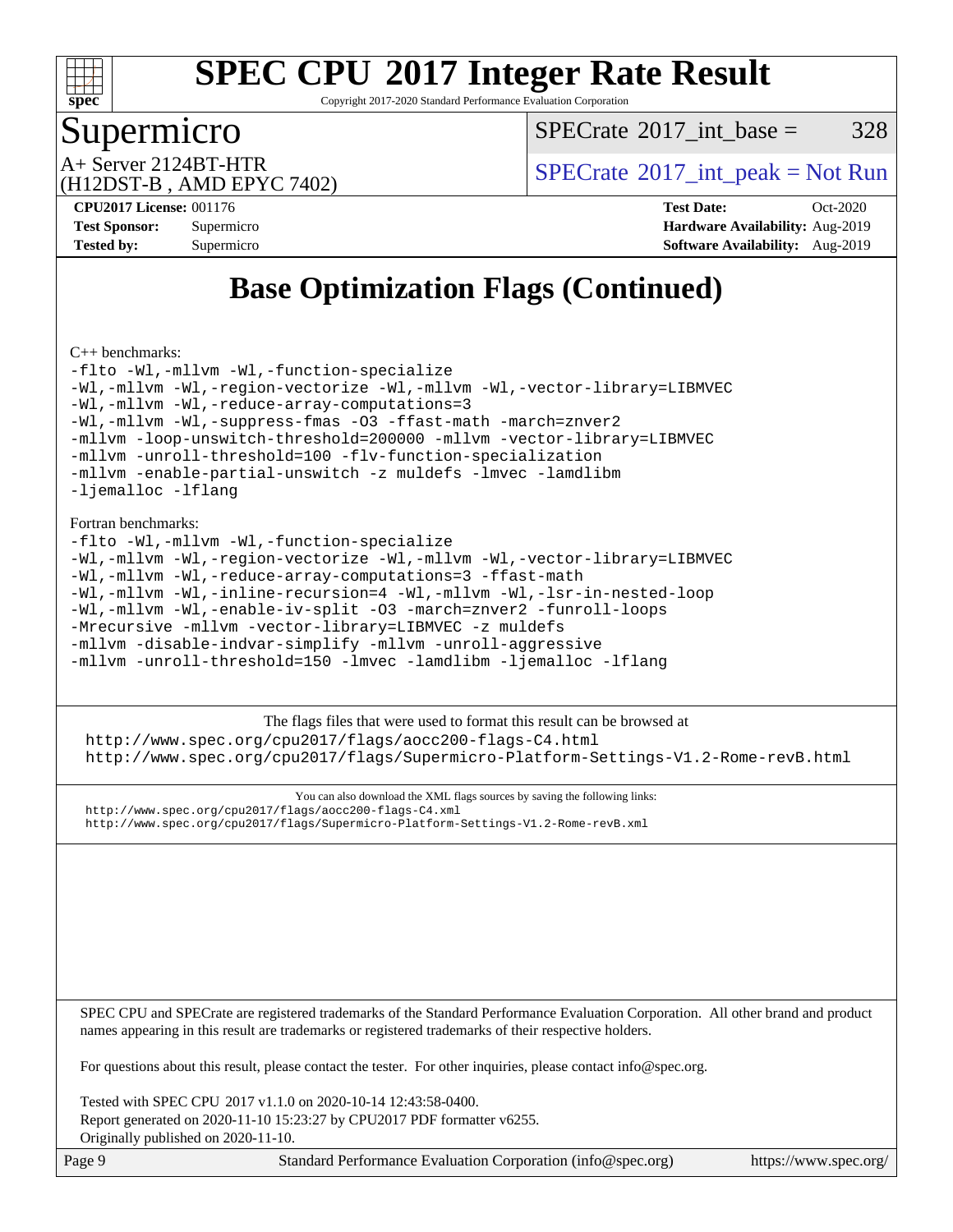## Base Optimization Flags (Continued)

C++ benchmarks:

```
-flto -Wl,-mllvm -Wl,-function-specialize
-Wl,-mllvm -Wl,-region-vectorize -Wl,-mllvm -Wl,-vector-library=LIBMVEC
-Wl,-mllvm -Wl,-reduce-array-computations=3
-Wl,-mllvm -Wl,-suppress-fmas -O3 -ffast-math -march=znver2
-mllvm -loop-unswitch-threshold=200000 -mllvm -vector-library=LIBMVEC
-mllvm -unroll-threshold=100 -flv-function-specialization
-mllvm -enable-partial-unswitch -z muldefs -lmvec -lamdlibm
-ljemalloc -lflang
```

Fortran benchmarks:

```
-flto -Wl,-mllvm -Wl,-function-specialize
-Wl,-mllvm -Wl,-region-vectorize -Wl,-mllvm -Wl,-vector-library=LIBMVEC
-Wl,-mllvm -Wl,-reduce-array-computations=3 -ffast-math
-Wl,-mllvm -Wl,-inline-recursion=4 -Wl,-mllvm -Wl,-lsr-in-nested-loop
-Wl,-mllvm -Wl,-enable-iv-split -O3 -march=znver2 -funroll-loops
-Mrecursive -mllvm -vector-library=LIBMVEC -z muldefs
-mllvm -disable-indvar-simplify -mllvm -unroll-aggressive
-mllvm -unroll-threshold=150 -lmvec -lamdlibm -ljemalloc -lflang
```

The flags files that were used to format this result can be browsed at
http://www.spec.org/cpu2017/flags/aocc200-flags-C4.html
http://www.spec.org/cpu2017/flags/Supermicro-Platform-Settings-V1.2-Rome-revB.html

You can also download the XML flags sources by saving the following links:
http://www.spec.org/cpu2017/flags/aocc200-flags-C4.xml
http://www.spec.org/cpu2017/flags/Supermicro-Platform-Settings-V1.2-Rome-revB.xml

SPEC CPU and SPECrate are registered trademarks of the Standard Performance Evaluation Corporation. All other brand and product names appearing in this result are trademarks or registered trademarks of their respective holders.

For questions about this result, please contact the tester. For other inquiries, please contact info@spec.org.

Tested with SPEC CPU 2017 v1.1.0 on 2020-10-14 12:43:58-0400.
Report generated on 2020-11-10 15:23:27 by CPU2017 PDF formatter v6255.
Originally published on 2020-11-10.